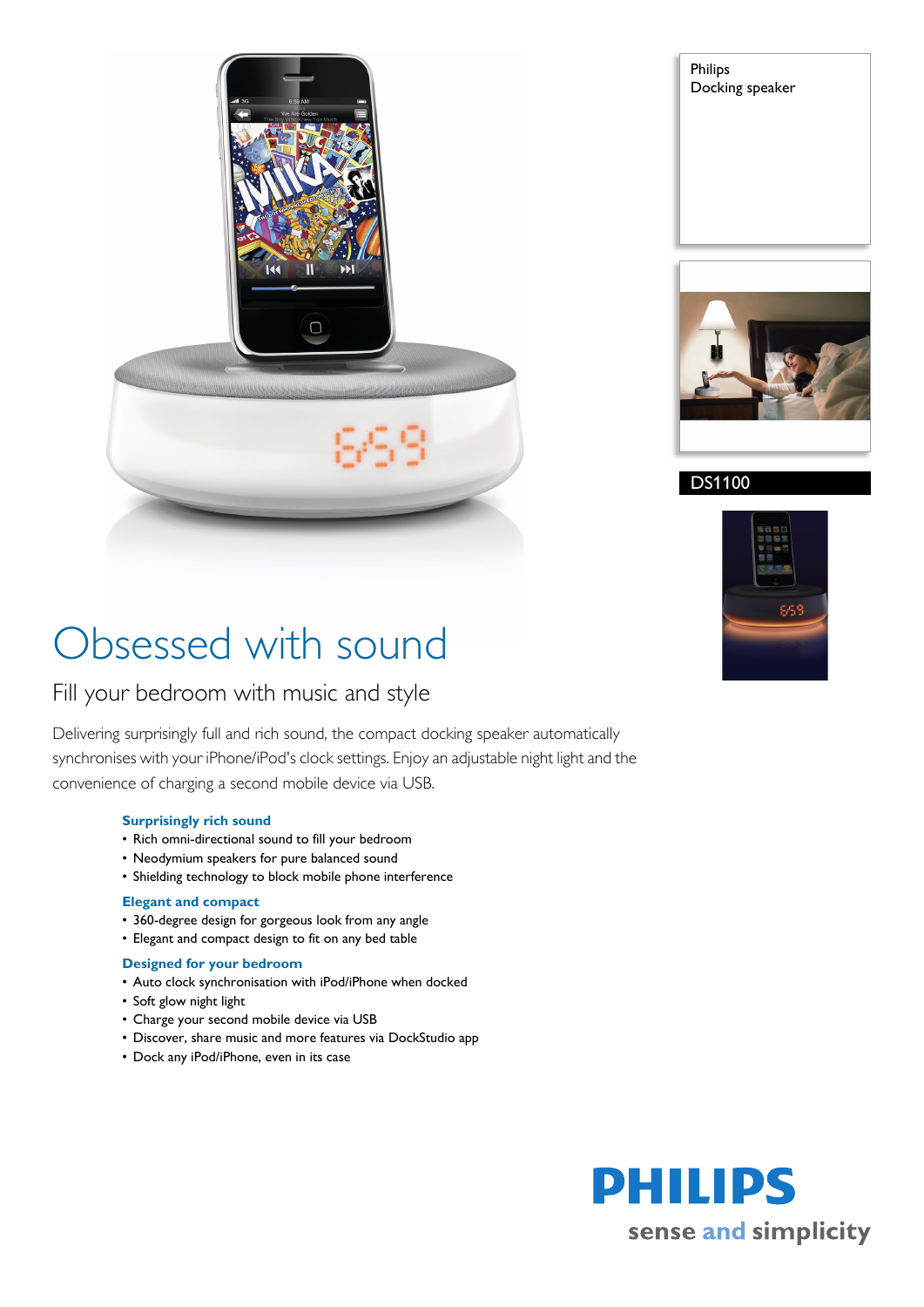Philips
Docking speaker

DS1100

# Obsessed with sound

## Fill your bedroom with music and style

Delivering surprisingly full and rich sound, the compact docking speaker automatically synchronises with your iPhone/iPod's clock settings. Enjoy an adjustable night light and the convenience of charging a second mobile device via USB.

### Surprisingly rich sound
- Rich omni-directional sound to fill your bedroom
- Neodymium speakers for pure balanced sound
- Shielding technology to block mobile phone interference

### Elegant and compact
- 360-degree design for gorgeous look from any angle
- Elegant and compact design to fit on any bed table

### Designed for your bedroom
- Auto clock synchronisation with iPod/iPhone when docked
- Soft glow night light
- Charge your second mobile device via USB
- Discover, share music and more features via DockStudio app
- Dock any iPod/iPhone, even in its case

PHILIPS
sense and simplicity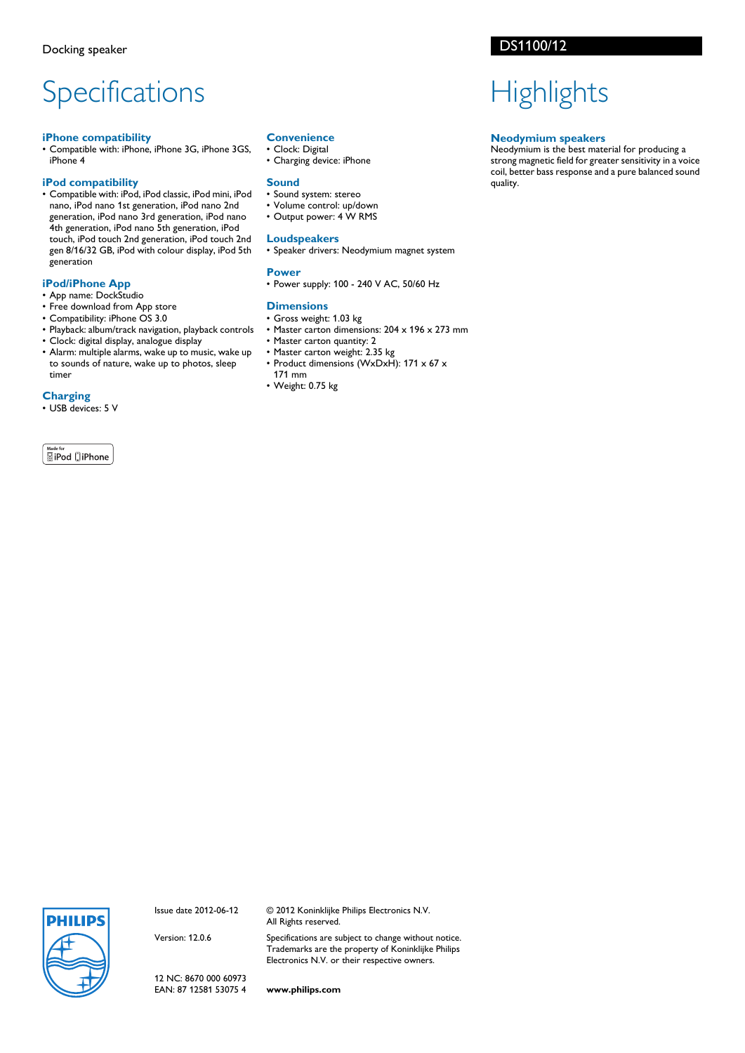Docking speaker

DS1100/12

# Specifications

### iPhone compatibility
- Compatible with: iPhone, iPhone 3G, iPhone 3GS, iPhone 4

### iPod compatibility
- Compatible with: iPod, iPod classic, iPod mini, iPod nano, iPod nano 1st generation, iPod nano 2nd generation, iPod nano 3rd generation, iPod nano 4th generation, iPod nano 5th generation, iPod touch, iPod touch 2nd generation, iPod touch 2nd gen 8/16/32 GB, iPod with colour display, iPod 5th generation

### iPod/iPhone App
- App name: DockStudio
- Free download from App store
- Compatibility: iPhone OS 3.0
- Playback: album/track navigation, playback controls
- Clock: digital display, analogue display
- Alarm: multiple alarms, wake up to music, wake up to sounds of nature, wake up to photos, sleep timer

### Charging
- USB devices: 5 V

Made for iPod iPhone

### Convenience
- Clock: Digital
- Charging device: iPhone

### Sound
- Sound system: stereo
- Volume control: up/down
- Output power: 4 W RMS

### Loudspeakers
- Speaker drivers: Neodymium magnet system

### Power
- Power supply: 100 - 240 V AC, 50/60 Hz

### Dimensions
- Gross weight: 1.03 kg
- Master carton dimensions: 204 x 196 x 273 mm
- Master carton quantity: 2
- Master carton weight: 2.35 kg
- Product dimensions (WxDxH): 171 x 67 x 171 mm
- Weight: 0.75 kg

# Highlights

### Neodymium speakers
Neodymium is the best material for producing a strong magnetic field for greater sensitivity in a voice coil, better bass response and a pure balanced sound quality.

PHILIPS

Issue date 2012-06-12

Version: 12.0.6

12 NC: 8670 000 60973
EAN: 87 12581 53075 4

© 2012 Koninklijke Philips Electronics N.V.
All Rights reserved.

Specifications are subject to change without notice. Trademarks are the property of Koninklijke Philips Electronics N.V. or their respective owners.

**www.philips.com**